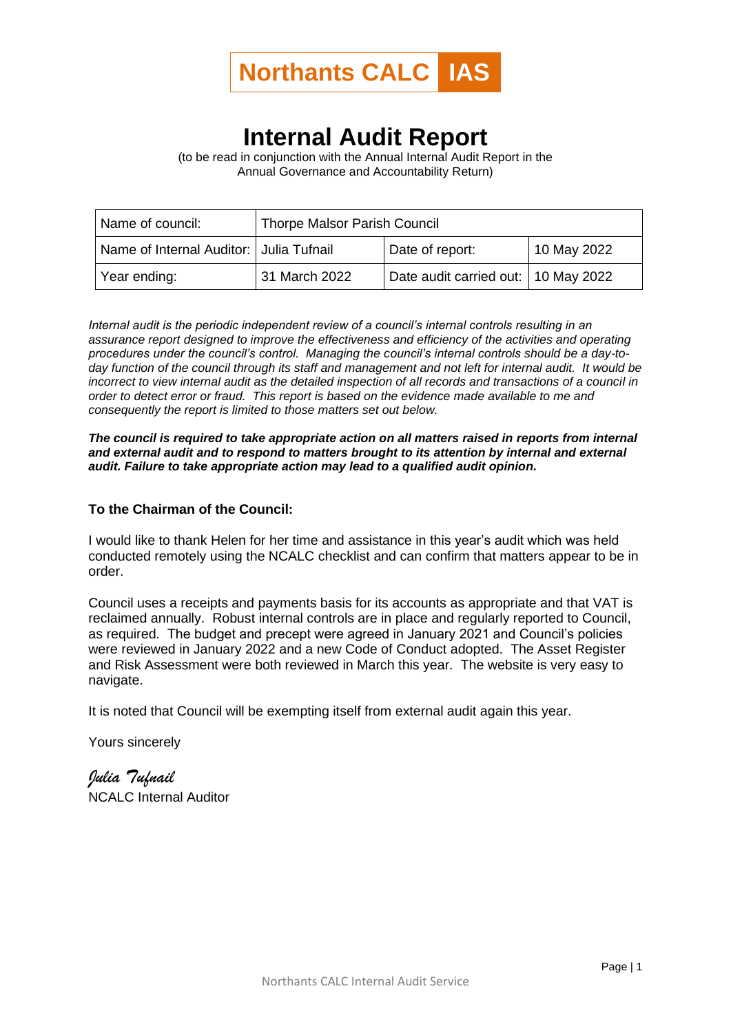**Northants CALC IAS**

# Internal Audit Report

(to be read in conjunction with the Annual Internal Audit Report in the Annual Governance and Accountability Return)

| Name of council: | Thorpe Malsor Parish Council | | |
|---|---|---|---|
| Name of Internal Auditor: | Julia Tufnail | Date of report: | 10 May 2022 |
| Year ending: | 31 March 2022 | Date audit carried out: | 10 May 2022 |

*Internal audit is the periodic independent review of a council's internal controls resulting in an assurance report designed to improve the effectiveness and efficiency of the activities and operating procedures under the council's control. Managing the council's internal controls should be a day-to-day function of the council through its staff and management and not left for internal audit. It would be incorrect to view internal audit as the detailed inspection of all records and transactions of a council in order to detect error or fraud. This report is based on the evidence made available to me and consequently the report is limited to those matters set out below.*

***The council is required to take appropriate action on all matters raised in reports from internal and external audit and to respond to matters brought to its attention by internal and external audit. Failure to take appropriate action may lead to a qualified audit opinion.***

**To the Chairman of the Council:**

I would like to thank Helen for her time and assistance in this year's audit which was held conducted remotely using the NCALC checklist and can confirm that matters appear to be in order.

Council uses a receipts and payments basis for its accounts as appropriate and that VAT is reclaimed annually. Robust internal controls are in place and regularly reported to Council, as required. The budget and precept were agreed in January 2021 and Council's policies were reviewed in January 2022 and a new Code of Conduct adopted. The Asset Register and Risk Assessment were both reviewed in March this year. The website is very easy to navigate.

It is noted that Council will be exempting itself from external audit again this year.

Yours sincerely

*Julia Tufnail*
NCALC Internal Auditor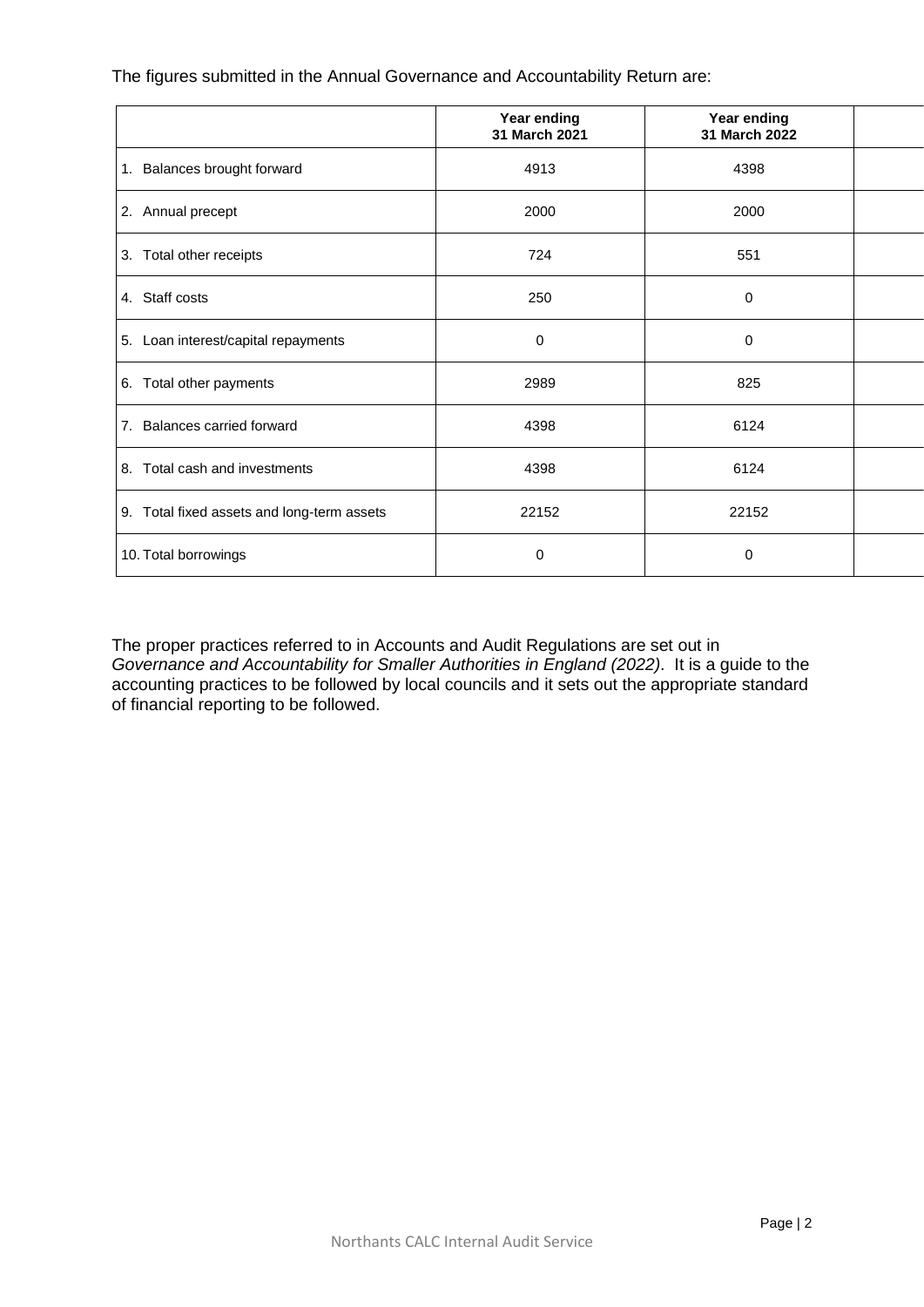The figures submitted in the Annual Governance and Accountability Return are:

| | Year ending 31 March 2021 | Year ending 31 March 2022 | |
|---|---|---|---|
| 1. Balances brought forward | 4913 | 4398 | |
| 2. Annual precept | 2000 | 2000 | |
| 3. Total other receipts | 724 | 551 | |
| 4. Staff costs | 250 | 0 | |
| 5. Loan interest/capital repayments | 0 | 0 | |
| 6. Total other payments | 2989 | 825 | |
| 7. Balances carried forward | 4398 | 6124 | |
| 8. Total cash and investments | 4398 | 6124 | |
| 9. Total fixed assets and long-term assets | 22152 | 22152 | |
| 10. Total borrowings | 0 | 0 | |

The proper practices referred to in Accounts and Audit Regulations are set out in *Governance and Accountability for Smaller Authorities in England (2022)*. It is a guide to the accounting practices to be followed by local councils and it sets out the appropriate standard of financial reporting to be followed.